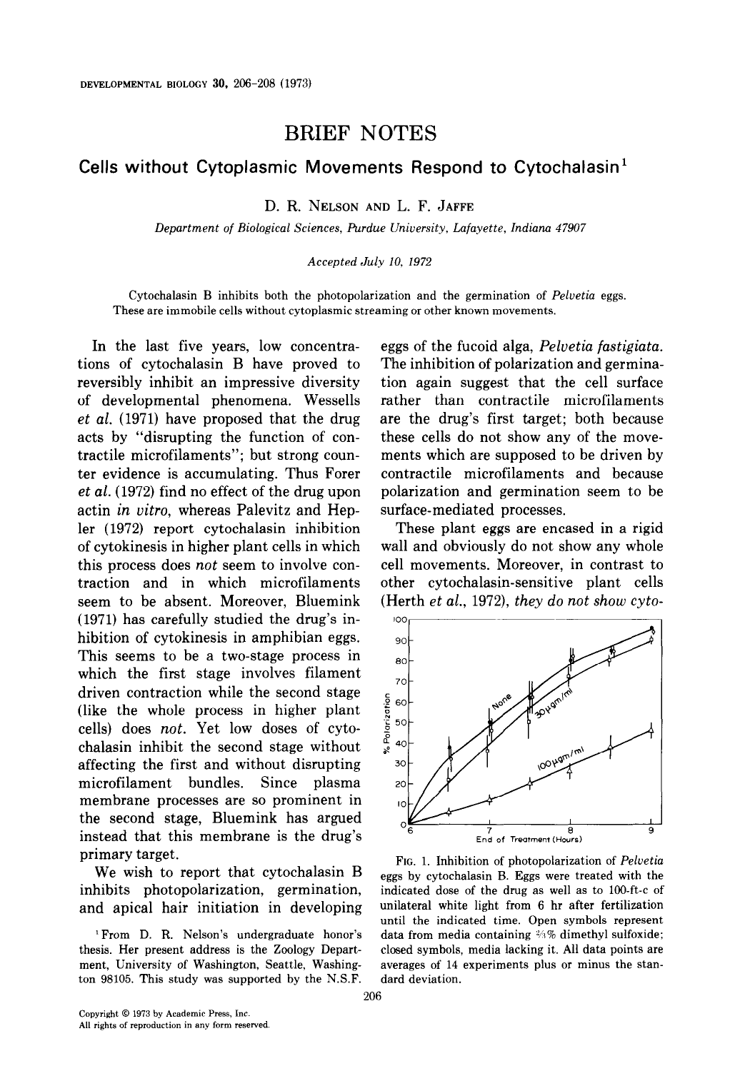# BRIEF NOTES

## Cells without Cytoplasmic Movements Respond to Cytochalasin[1]

D. R. NELSON AND L. F. JAFFE

*Department of Biological Sciences, Purdue University, Lafayette, Indiana 47907*

*Accepted July 10, 1972*

Cytochalasin B inhibits both the photopolarization and the germination of *Pelvetia* eggs. These are immobile cells without cytoplasmic streaming or other known movements.

In the last five years, low concentrations of cytochalasin B have proved to reversibly inhibit an impressive diversity of developmental phenomena. Wessells *et al.* (1971) have proposed that the drug acts by "disrupting the function of contractile microfilaments"; but strong counter evidence is accumulating. Thus Forer *et al.* (1972) find no effect of the drug upon actin *in vitro*, whereas Palevitz and Hepler (1972) report cytochalasin inhibition of cytokinesis in higher plant cells in which this process does *not* seem to involve contraction and in which microfilaments seem to be absent. Moreover, Bluemink (1971) has carefully studied the drug's inhibition of cytokinesis in amphibian eggs. This seems to be a two-stage process in which the first stage involves filament driven contraction while the second stage (like the whole process in higher plant cells) does *not*. Yet low doses of cytochalasin inhibit the second stage without affecting the first and without disrupting microfilament bundles. Since plasma membrane processes are so prominent in the second stage, Bluemink has argued instead that this membrane is the drug's primary target.

We wish to report that cytochalasin B inhibits photopolarization, germination, and apical hair initiation in developing eggs of the fucoid alga, *Pelvetia fastigiata*. The inhibition of polarization and germination again suggest that the cell surface rather than contractile microfilaments are the drug's first target; both because these cells do not show any of the movements which are supposed to be driven by contractile microfilaments and because polarization and germination seem to be surface-mediated processes.

These plant eggs are encased in a rigid wall and obviously do not show any whole cell movements. Moreover, in contrast to other cytochalasin-sensitive plant cells (Herth *et al.*, 1972), *they do not show cyto-*

FIG. 1. Inhibition of photopolarization of *Pelvetia* eggs by cytochalasin B. Eggs were treated with the indicated dose of the drug as well as to 100-ft-c of unilateral white light from 6 hr after fertilization until the indicated time. Open symbols represent data from media containing ⅔% dimethyl sulfoxide; closed symbols, media lacking it. All data points are averages of 14 experiments plus or minus the standard deviation.

[1] From D. R. Nelson's undergraduate honor's thesis. Her present address is the Zoology Department, University of Washington, Seattle, Washington 98105. This study was supported by the N.S.F.

Copyright © 1973 by Academic Press, Inc.
All rights of reproduction in any form reserved.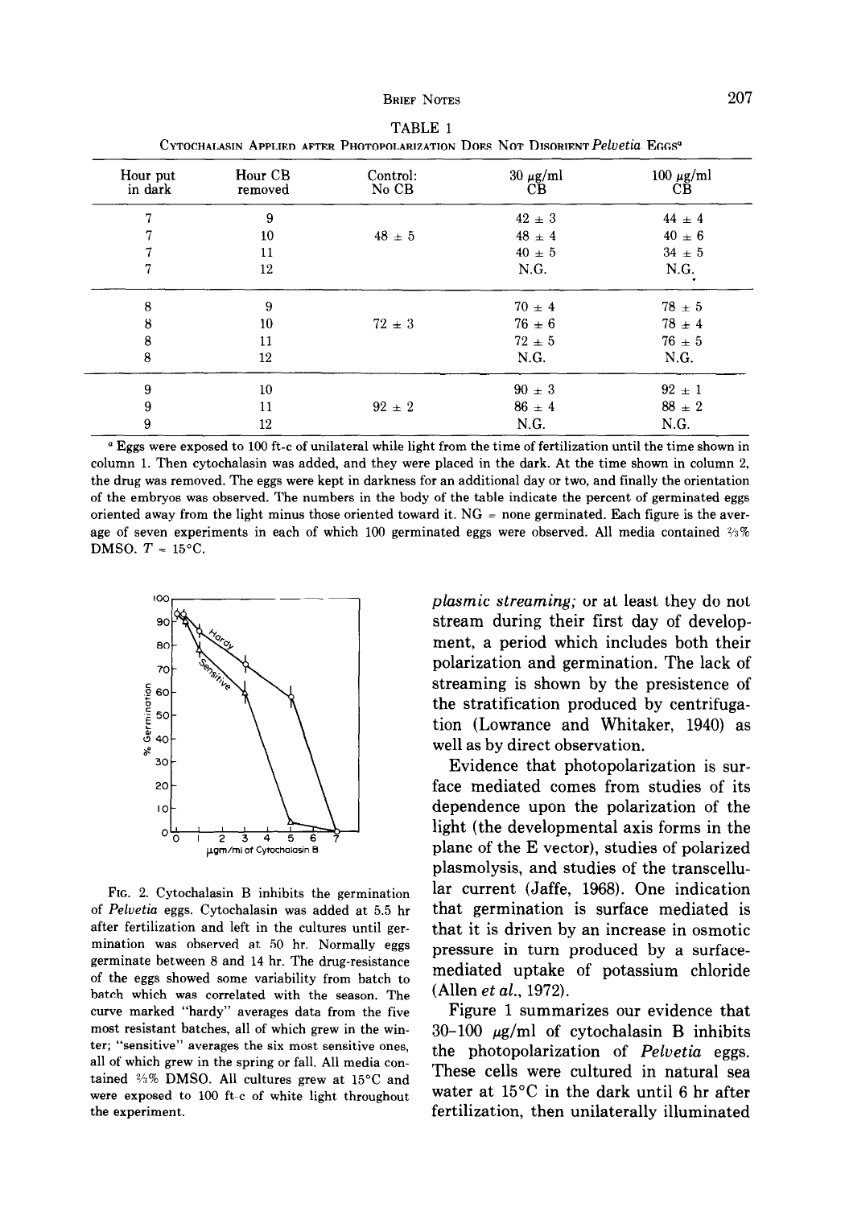TABLE 1

CYTOCHALASIN APPLIED AFTER PHOTOPOLARIZATION DOES NOT DISORIENT *Pelvetia* EGGS[a]

| Hour put in dark | Hour CB removed | Control: No CB | 30 μg/ml CB | 100 μg/ml CB |
|---|---|---|---|---|
| 7 | 9 | | 42 ± 3 | 44 ± 4 |
| 7 | 10 | 48 ± 5 | 48 ± 4 | 40 ± 6 |
| 7 | 11 | | 40 ± 5 | 34 ± 5 |
| 7 | 12 | | N.G. | N.G. |
| 8 | 9 | | 70 ± 4 | 78 ± 5 |
| 8 | 10 | 72 ± 3 | 76 ± 6 | 78 ± 4 |
| 8 | 11 | | 72 ± 5 | 76 ± 5 |
| 8 | 12 | | N.G. | N.G. |
| 9 | 10 | | 90 ± 3 | 92 ± 1 |
| 9 | 11 | 92 ± 2 | 86 ± 4 | 88 ± 2 |
| 9 | 12 | | N.G. | N.G. |

[a] Eggs were exposed to 100 ft-c of unilateral while light from the time of fertilization until the time shown in column 1. Then cytochalasin was added, and they were placed in the dark. At the time shown in column 2, the drug was removed. The eggs were kept in darkness for an additional day or two, and finally the orientation of the embryos was observed. The numbers in the body of the table indicate the percent of germinated eggs oriented away from the light minus those oriented toward it. NG = none germinated. Each figure is the average of seven experiments in each of which 100 germinated eggs were observed. All media contained ⅔% DMSO. $T = 15°C$.

FIG. 2. Cytochalasin B inhibits the germination of *Pelvetia* eggs. Cytochalasin was added at 5.5 hr after fertilization and left in the cultures until germination was observed at 50 hr. Normally eggs germinate between 8 and 14 hr. The drug-resistance of the eggs showed some variability from batch to batch which was correlated with the season. The curve marked "hardy" averages data from the five most resistant batches, all of which grew in the winter; "sensitive" averages the six most sensitive ones, all of which grew in the spring or fall. All media contained ⅔% DMSO. All cultures grew at 15°C and were exposed to 100 ft-c of white light throughout the experiment.

*plasmic streaming;* or at least they do not stream during their first day of development, a period which includes both their polarization and germination. The lack of streaming is shown by the presistence of the stratification produced by centrifugation (Lowrance and Whitaker, 1940) as well as by direct observation.

Evidence that photopolarization is surface mediated comes from studies of its dependence upon the polarization of the light (the developmental axis forms in the plane of the E vector), studies of polarized plasmolysis, and studies of the transcellular current (Jaffe, 1968). One indication that germination is surface mediated is that it is driven by an increase in osmotic pressure in turn produced by a surface-mediated uptake of potassium chloride (Allen *et al.*, 1972).

Figure 1 summarizes our evidence that 30–100 μg/ml of cytochalasin B inhibits the photopolarization of *Pelvetia* eggs. These cells were cultured in natural sea water at 15°C in the dark until 6 hr after fertilization, then unilaterally illuminated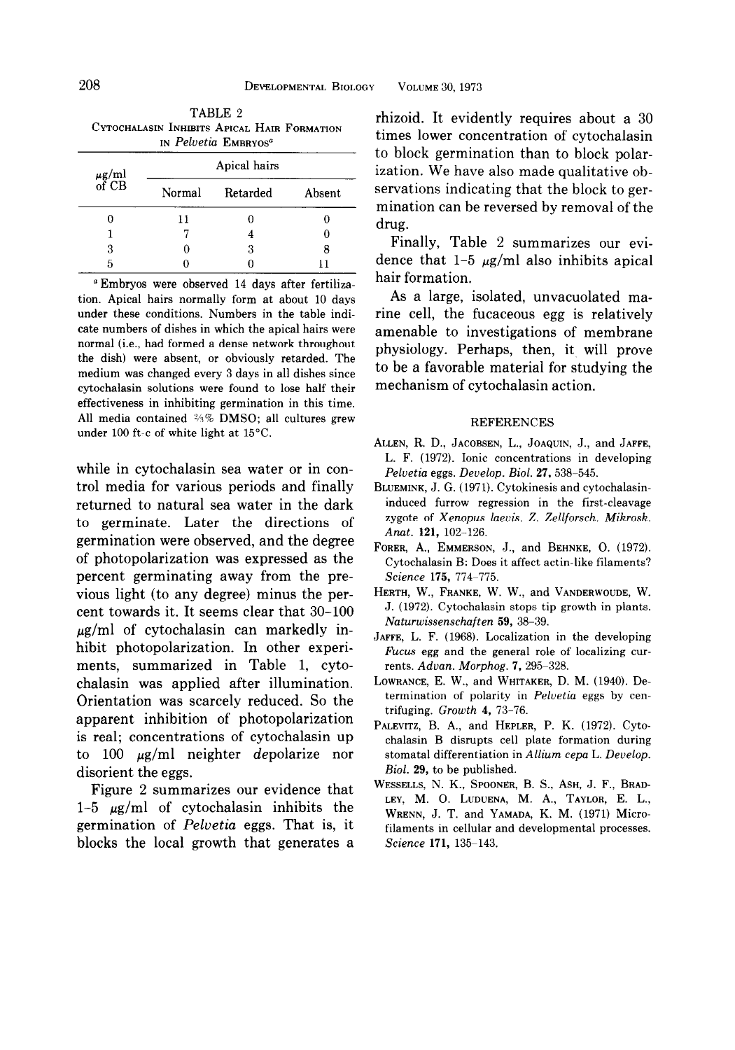TABLE 2
CYTOCHALASIN INHIBITS APICAL HAIR FORMATION IN *Pelvetia* EMBRYOS[a]

| μg/ml of CB | Apical hairs | | |
|---|---|---|---|
| | Normal | Retarded | Absent |
| 0 | 11 | 0 | 0 |
| 1 | 7 | 4 | 0 |
| 3 | 0 | 3 | 8 |
| 5 | 0 | 0 | 11 |

[a] Embryos were observed 14 days after fertilization. Apical hairs normally form at about 10 days under these conditions. Numbers in the table indicate numbers of dishes in which the apical hairs were normal (i.e., had formed a dense network throughout the dish) were absent, or obviously retarded. The medium was changed every 3 days in all dishes since cytochalasin solutions were found to lose half their effectiveness in inhibiting germination in this time. All media contained ⅔% DMSO; all cultures grew under 100 ft-c of white light at 15°C.

while in cytochalasin sea water or in control media for various periods and finally returned to natural sea water in the dark to germinate. Later the directions of germination were observed, and the degree of photopolarization was expressed as the percent germinating away from the previous light (to any degree) minus the percent towards it. It seems clear that 30–100 μg/ml of cytochalasin can markedly inhibit photopolarization. In other experiments, summarized in Table 1, cytochalasin was applied after illumination. Orientation was scarcely reduced. So the apparent inhibition of photopolarization is real; concentrations of cytochalasin up to 100 μg/ml neighter *de*polarize nor disorient the eggs.

Figure 2 summarizes our evidence that 1–5 μg/ml of cytochalasin inhibits the germination of *Pelvetia* eggs. That is, it blocks the local growth that generates a rhizoid. It evidently requires about a 30 times lower concentration of cytochalasin to block germination than to block polarization. We have also made qualitative observations indicating that the block to germination can be reversed by removal of the drug.

Finally, Table 2 summarizes our evidence that 1–5 μg/ml also inhibits apical hair formation.

As a large, isolated, unvacuolated marine cell, the fucaceous egg is relatively amenable to investigations of membrane physiology. Perhaps, then, it will prove to be a favorable material for studying the mechanism of cytochalasin action.

## REFERENCES

ALLEN, R. D., JACOBSEN, L., JOAQUIN, J., and JAFFE, L. F. (1972). Ionic concentrations in developing *Pelvetia* eggs. *Develop. Biol.* **27**, 538–545.

BLUEMINK, J. G. (1971). Cytokinesis and cytochalasin-induced furrow regression in the first-cleavage zygote of *Xenopus laevis*. *Z. Zellforsch. Mikrosk. Anat.* **121**, 102–126.

FORER, A., EMMERSON, J., and BEHNKE, O. (1972). Cytochalasin B: Does it affect actin-like filaments? *Science* **175**, 774–775.

HERTH, W., FRANKE, W. W., and VANDERWOUDE, W. J. (1972). Cytochalasin stops tip growth in plants. *Naturwissenschaften* **59**, 38–39.

JAFFE, L. F. (1968). Localization in the developing *Fucus* egg and the general role of localizing currents. *Advan. Morphog.* **7**, 295–328.

LOWRANCE, E. W., and WHITAKER, D. M. (1940). Determination of polarity in *Pelvetia* eggs by centrifuging. *Growth* **4**, 73–76.

PALEVITZ, B. A., and HEPLER, P. K. (1972). Cytochalasin B disrupts cell plate formation during stomatal differentiation in *Allium cepa* L. *Develop. Biol.* **29**, to be published.

WESSELLS, N. K., SPOONER, B. S., ASH, J. F., BRADLEY, M. O. LUDUENA, M. A., TAYLOR, E. L., WRENN, J. T. and YAMADA, K. M. (1971) Microfilaments in cellular and developmental processes. *Science* **171**, 135–143.